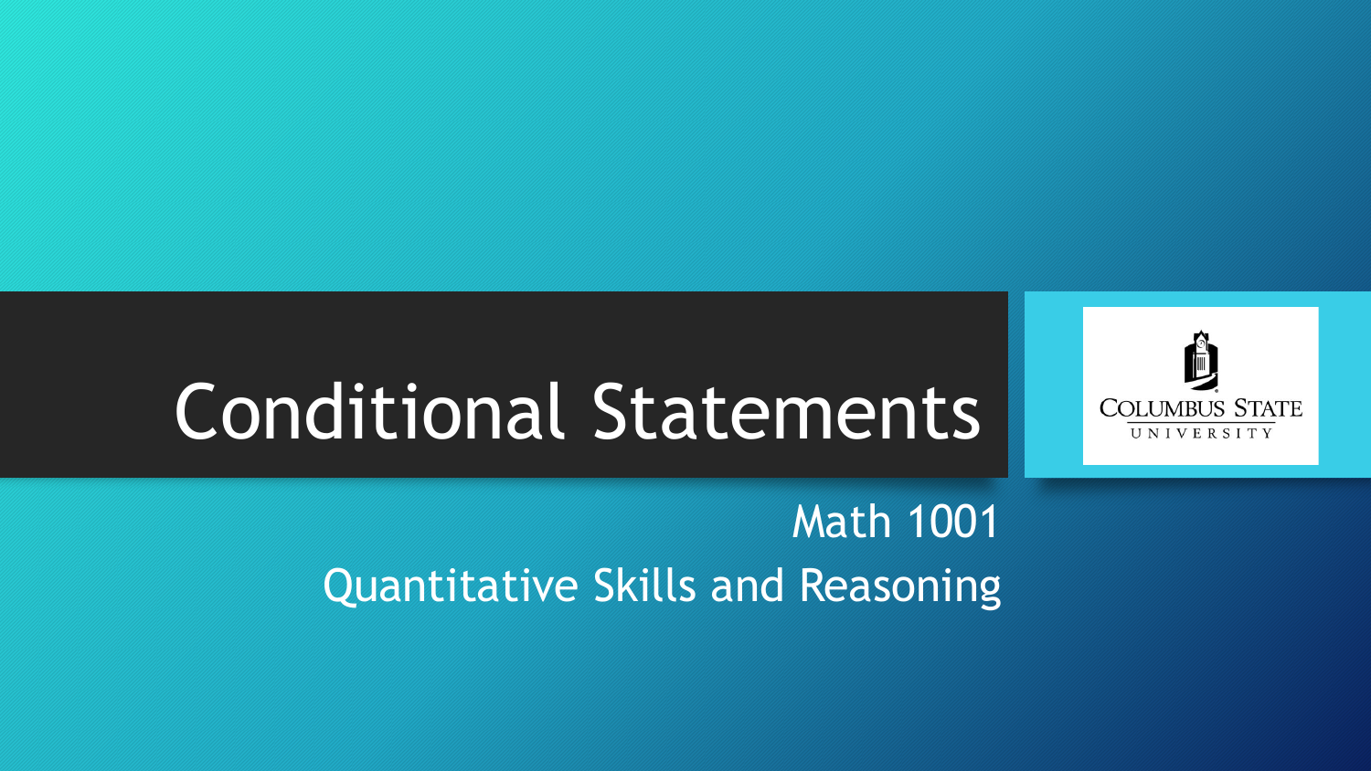# Conditional Statements

Math 1001

Quantitative Skills and Reasoning

COLUMBUS STATE UNIVERSITY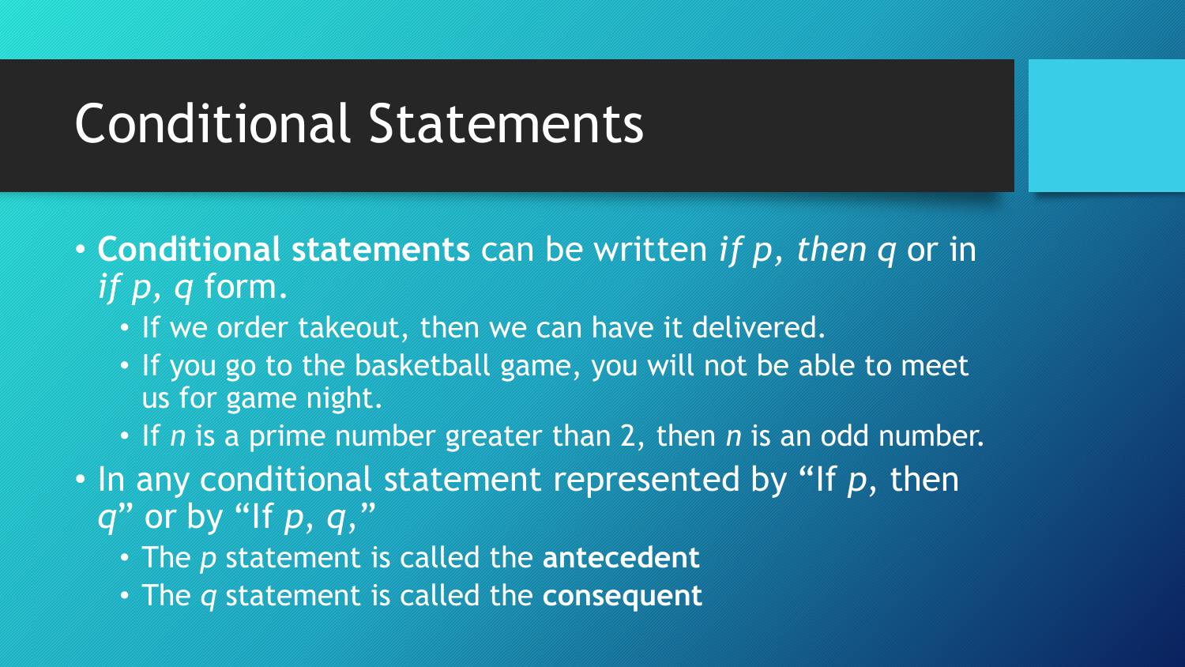# Conditional Statements

- **Conditional statements** can be written *if p, then q* or in *if p, q* form.
  - If we order takeout, then we can have it delivered.
  - If you go to the basketball game, you will not be able to meet us for game night.
  - If $n$ is a prime number greater than 2, then $n$ is an odd number.
- In any conditional statement represented by "If $p$, then $q$" or by "If $p$, $q$,"
  - The $p$ statement is called the **antecedent**
  - The $q$ statement is called the **consequent**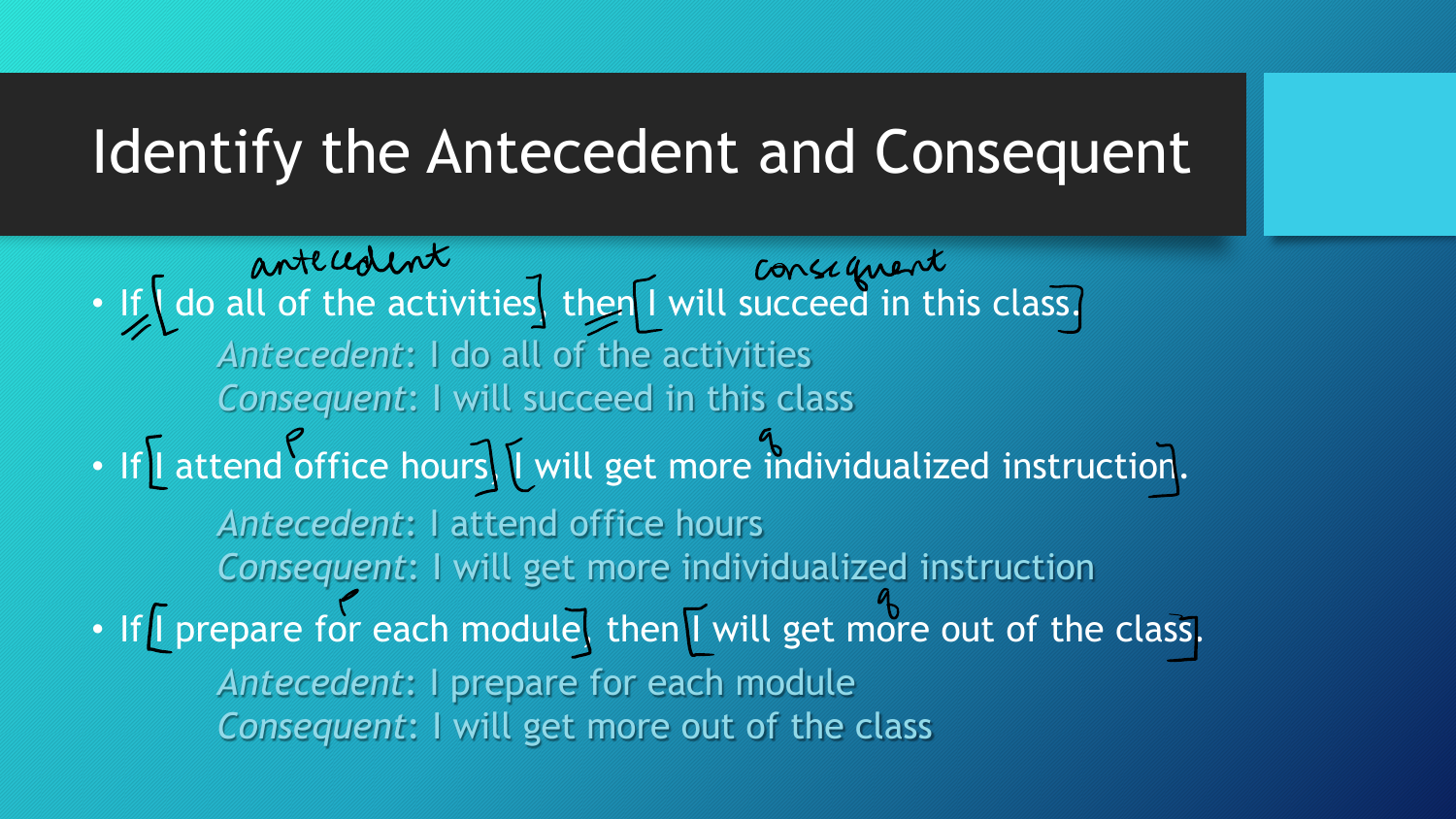# Identify the Antecedent and Consequent

- If I do all of the activities, then I will succeed in this class.

  *Antecedent*: I do all of the activities

  *Consequent*: I will succeed in this class

- If I attend office hours, I will get more individualized instruction.

  *Antecedent*: I attend office hours

  *Consequent*: I will get more individualized instruction

- If I prepare for each module, then I will get more out of the class.

  *Antecedent*: I prepare for each module

  *Consequent*: I will get more out of the class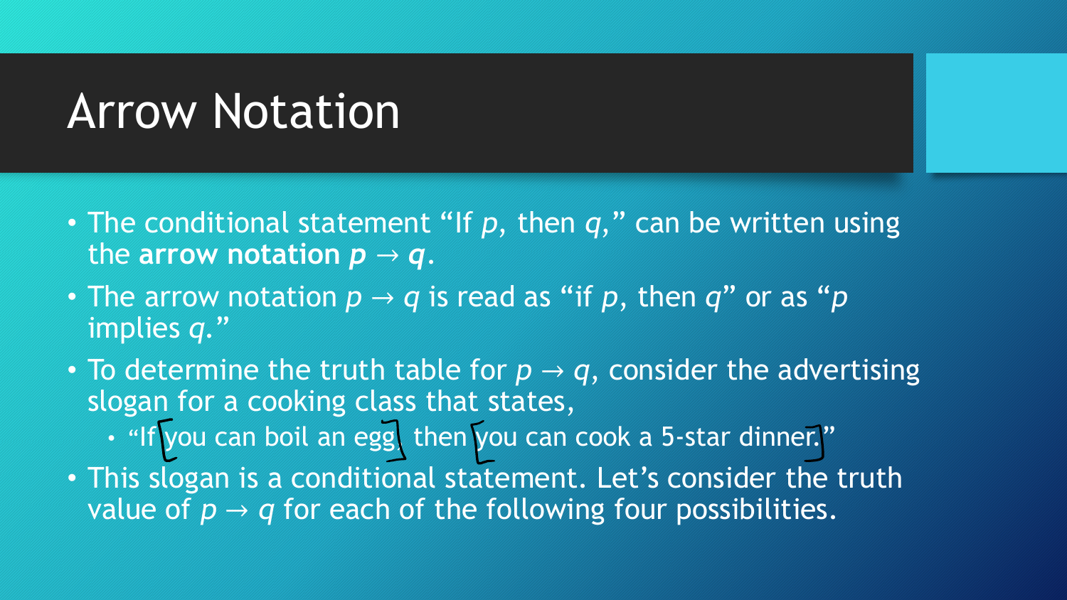# Arrow Notation

- The conditional statement "If $p$, then $q$," can be written using the **arrow notation** $\boldsymbol{p \rightarrow q}$.
- The arrow notation $p \rightarrow q$ is read as "if $p$, then $q$" or as "$p$ implies $q$."
- To determine the truth table for $p \rightarrow q$, consider the advertising slogan for a cooking class that states,
  - "If you can boil an egg, then you can cook a 5-star dinner."
- This slogan is a conditional statement. Let's consider the truth value of $p \rightarrow q$ for each of the following four possibilities.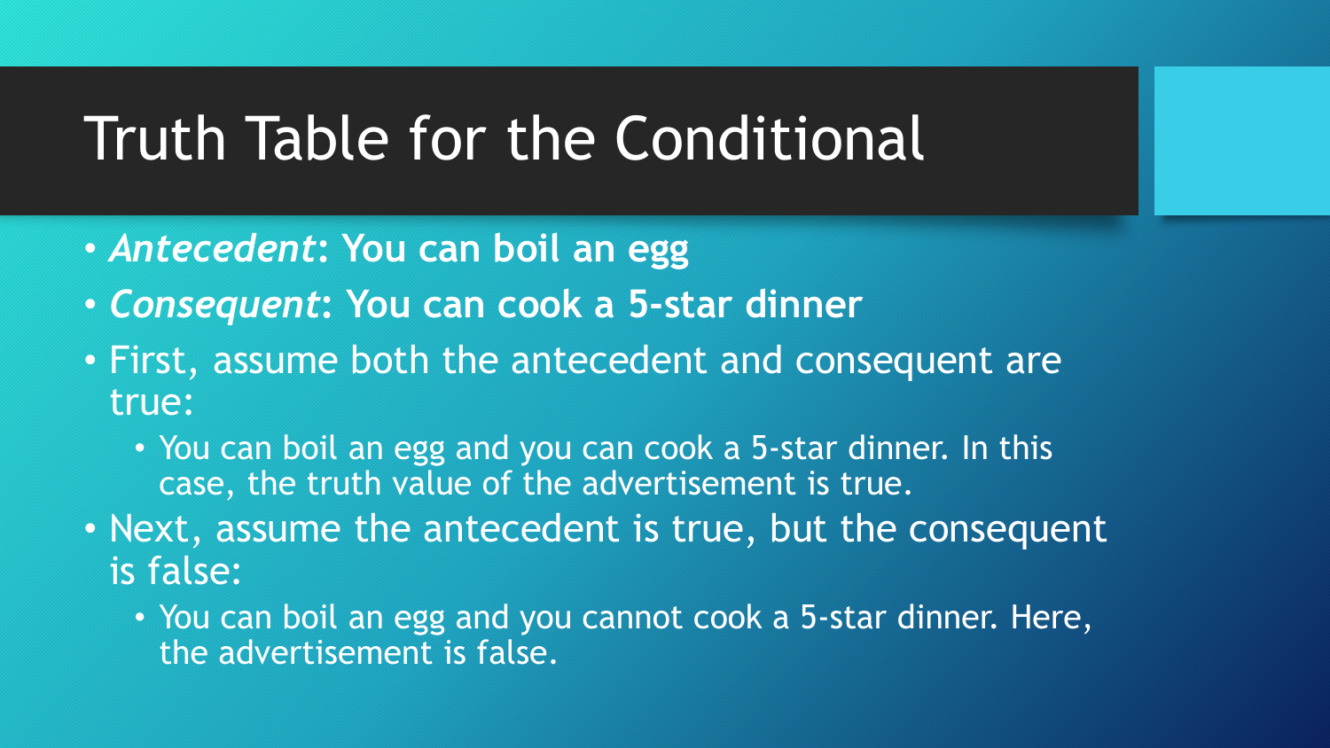# Truth Table for the Conditional

- ***Antecedent*: You can boil an egg**
- ***Consequent*: You can cook a 5-star dinner**
- First, assume both the antecedent and consequent are true:
  - You can boil an egg and you can cook a 5-star dinner. In this case, the truth value of the advertisement is true.
- Next, assume the antecedent is true, but the consequent is false:
  - You can boil an egg and you cannot cook a 5-star dinner. Here, the advertisement is false.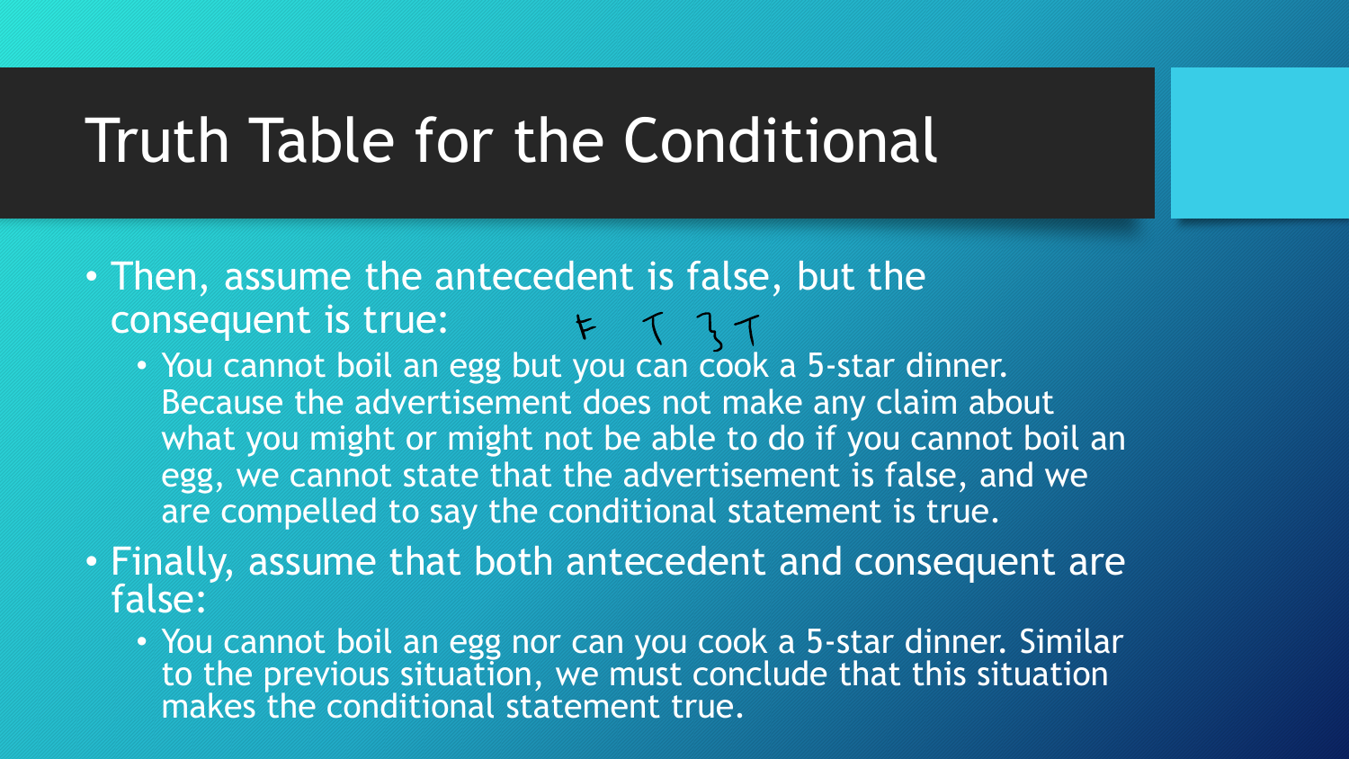# Truth Table for the Conditional

- Then, assume the antecedent is false, but the consequent is true: F T } T
  - You cannot boil an egg but you can cook a 5-star dinner. Because the advertisement does not make any claim about what you might or might not be able to do if you cannot boil an egg, we cannot state that the advertisement is false, and we are compelled to say the conditional statement is true.
- Finally, assume that both antecedent and consequent are false:
  - You cannot boil an egg nor can you cook a 5-star dinner. Similar to the previous situation, we must conclude that this situation makes the conditional statement true.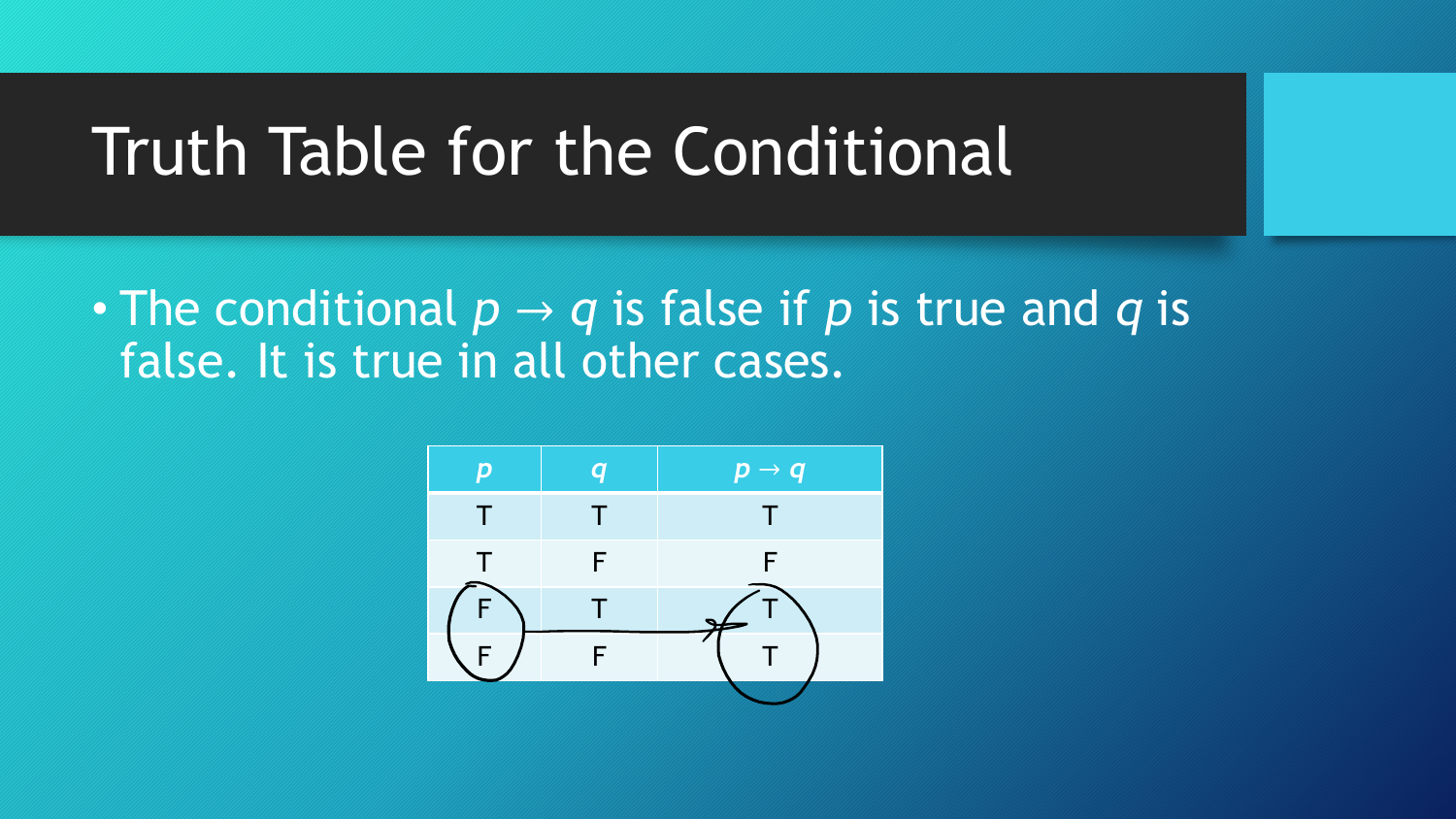# Truth Table for the Conditional

- The conditional $p \rightarrow q$ is false if $p$ is true and $q$ is false. It is true in all other cases.

| $p$ | $q$ | $p \rightarrow q$ |
|---|---|---|
| T | T | T |
| T | F | F |
| F | T | T |
| F | F | T |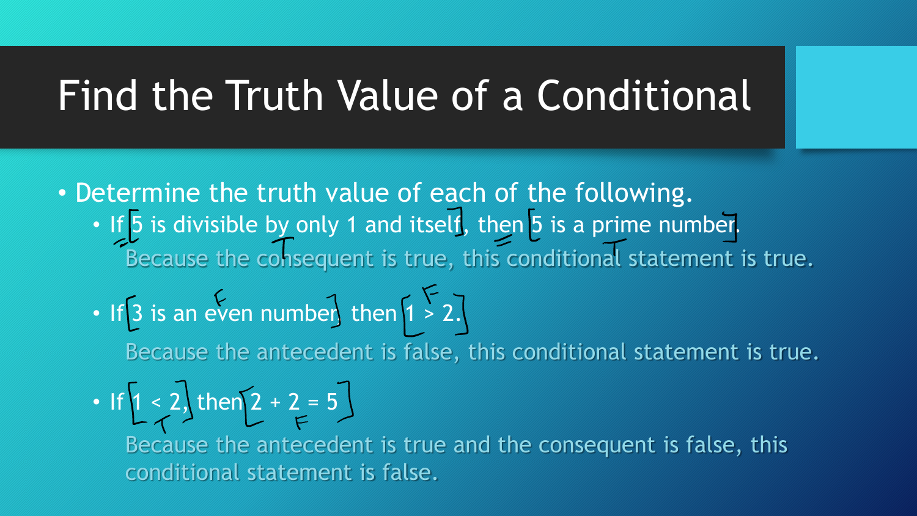# Find the Truth Value of a Conditional

- Determine the truth value of each of the following.
  - If 5 is divisible by only 1 and itself, then 5 is a prime number.

    Because the consequent is true, this conditional statement is true.

  - If 3 is an even number, then $1 > 2$.

    Because the antecedent is false, this conditional statement is true.

  - If $1 < 2$, then $2 + 2 = 5$

    Because the antecedent is true and the consequent is false, this conditional statement is false.